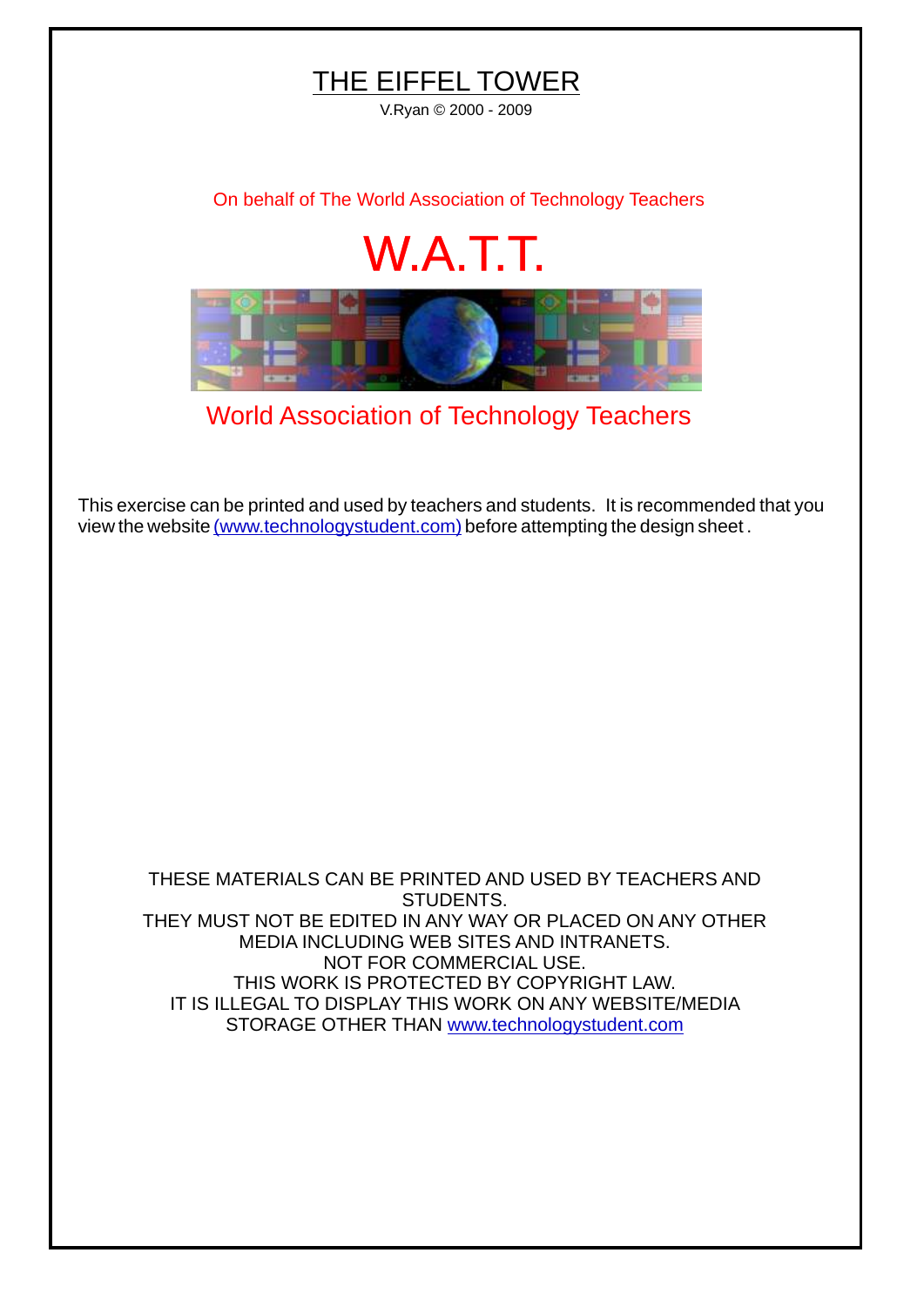# THE EIFFEL TOWER

V.Ryan © 2000 - 2009

On behalf of The World Association of Technology Teachers

## W.A.T.T.

World Association of Technology Teachers

This exercise can be printed and used by teachers and students. It is recommended that you view the website (www.technologystudent.com) before attempting the design sheet .

THESE MATERIALS CAN BE PRINTED AND USED BY TEACHERS AND STUDENTS.
THEY MUST NOT BE EDITED IN ANY WAY OR PLACED ON ANY OTHER MEDIA INCLUDING WEB SITES AND INTRANETS.
NOT FOR COMMERCIAL USE.
THIS WORK IS PROTECTED BY COPYRIGHT LAW.
IT IS ILLEGAL TO DISPLAY THIS WORK ON ANY WEBSITE/MEDIA STORAGE OTHER THAN www.technologystudent.com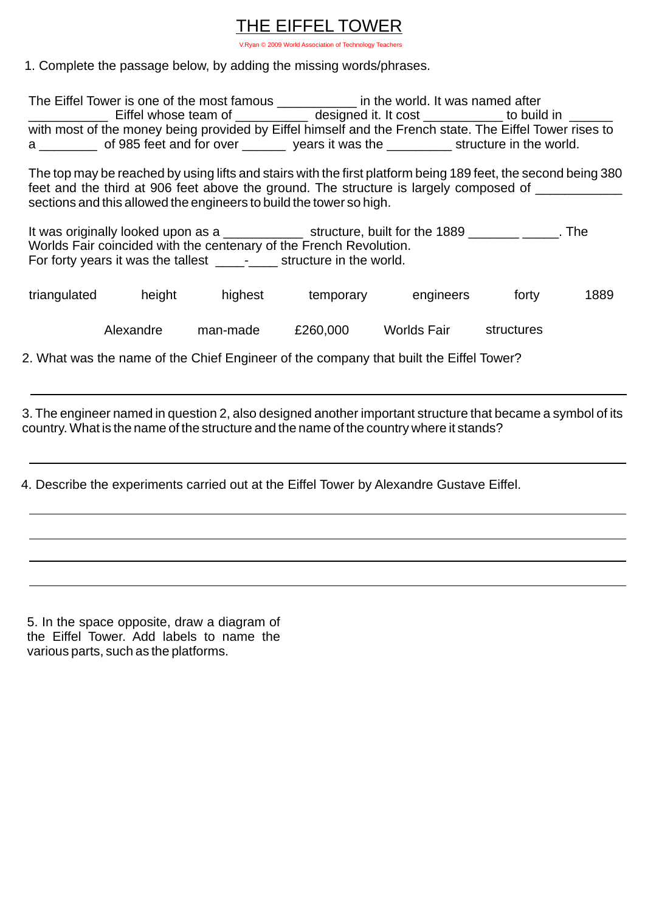# THE EIFFEL TOWER

V.Ryan © 2009 World Association of Technology Teachers

1. Complete the passage below, by adding the missing words/phrases.

The Eiffel Tower is one of the most famous ___________ in the world. It was named after ___________ Eiffel whose team of __________ designed it. It cost ___________ to build in ______ with most of the money being provided by Eiffel himself and the French state. The Eiffel Tower rises to a ________ of 985 feet and for over ______ years it was the _________ structure in the world.

The top may be reached by using lifts and stairs with the first platform being 189 feet, the second being 380 feet and the third at 906 feet above the ground. The structure is largely composed of ___________ sections and this allowed the engineers to build the tower so high.

It was originally looked upon as a ___________ structure, built for the 1889 _______ _____. The Worlds Fair coincided with the centenary of the French Revolution.
For forty years it was the tallest ____-____ structure in the world.

triangulated   height   highest   temporary   engineers   forty   1889

Alexandre   man-made   £260,000   Worlds Fair   structures

2. What was the name of the Chief Engineer of the company that built the Eiffel Tower?

3. The engineer named in question 2, also designed another important structure that became a symbol of its country. What is the name of the structure and the name of the country where it stands?

4. Describe the experiments carried out at the Eiffel Tower by Alexandre Gustave Eiffel.

5. In the space opposite, draw a diagram of the Eiffel Tower. Add labels to name the various parts, such as the platforms.